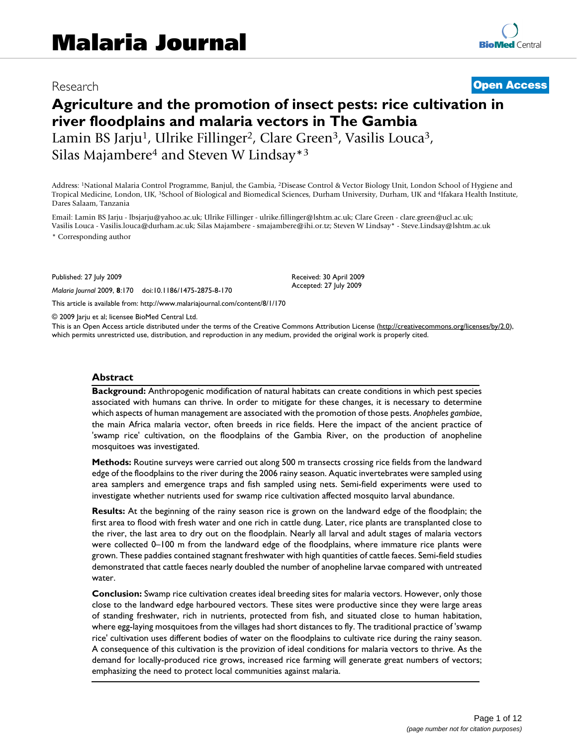Research

Open Access

# Agriculture and the promotion of insect pests: rice cultivation in river floodplains and malaria vectors in The Gambia

Lamin BS Jarju[1], Ulrike Fillinger[2], Clare Green[3], Vasilis Louca[3], Silas Majambere[4] and Steven W Lindsay*[3]

Address: [1]National Malaria Control Programme, Banjul, the Gambia, [2]Disease Control & Vector Biology Unit, London School of Hygiene and Tropical Medicine, London, UK, [3]School of Biological and Biomedical Sciences, Durham University, Durham, UK and [4]Ifakara Health Institute, Dares Salaam, Tanzania

Email: Lamin BS Jarju - lbsjarju@yahoo.ac.uk; Ulrike Fillinger - ulrike.fillinger@lshtm.ac.uk; Clare Green - clare.green@ucl.ac.uk; Vasilis Louca - Vasilis.louca@durham.ac.uk; Silas Majambere - smajambere@ihi.or.tz; Steven W Lindsay* - Steve.Lindsay@lshtm.ac.uk

\* Corresponding author

Published: 27 July 2009

*Malaria Journal* 2009, **8**:170 doi:10.1186/1475-2875-8-170

Received: 30 April 2009
Accepted: 27 July 2009

This article is available from: http://www.malariajournal.com/content/8/1/170

© 2009 Jarju et al; licensee BioMed Central Ltd.

This is an Open Access article distributed under the terms of the Creative Commons Attribution License (http://creativecommons.org/licenses/by/2.0), which permits unrestricted use, distribution, and reproduction in any medium, provided the original work is properly cited.

## Abstract

**Background:** Anthropogenic modification of natural habitats can create conditions in which pest species associated with humans can thrive. In order to mitigate for these changes, it is necessary to determine which aspects of human management are associated with the promotion of those pests. *Anopheles gambiae*, the main Africa malaria vector, often breeds in rice fields. Here the impact of the ancient practice of 'swamp rice' cultivation, on the floodplains of the Gambia River, on the production of anopheline mosquitoes was investigated.

**Methods:** Routine surveys were carried out along 500 m transects crossing rice fields from the landward edge of the floodplains to the river during the 2006 rainy season. Aquatic invertebrates were sampled using area samplers and emergence traps and fish sampled using nets. Semi-field experiments were used to investigate whether nutrients used for swamp rice cultivation affected mosquito larval abundance.

**Results:** At the beginning of the rainy season rice is grown on the landward edge of the floodplain; the first area to flood with fresh water and one rich in cattle dung. Later, rice plants are transplanted close to the river, the last area to dry out on the floodplain. Nearly all larval and adult stages of malaria vectors were collected 0–100 m from the landward edge of the floodplains, where immature rice plants were grown. These paddies contained stagnant freshwater with high quantities of cattle faeces. Semi-field studies demonstrated that cattle faeces nearly doubled the number of anopheline larvae compared with untreated water.

**Conclusion:** Swamp rice cultivation creates ideal breeding sites for malaria vectors. However, only those close to the landward edge harboured vectors. These sites were productive since they were large areas of standing freshwater, rich in nutrients, protected from fish, and situated close to human habitation, where egg-laying mosquitoes from the villages had short distances to fly. The traditional practice of 'swamp rice' cultivation uses different bodies of water on the floodplains to cultivate rice during the rainy season. A consequence of this cultivation is the provizion of ideal conditions for malaria vectors to thrive. As the demand for locally-produced rice grows, increased rice farming will generate great numbers of vectors; emphasizing the need to protect local communities against malaria.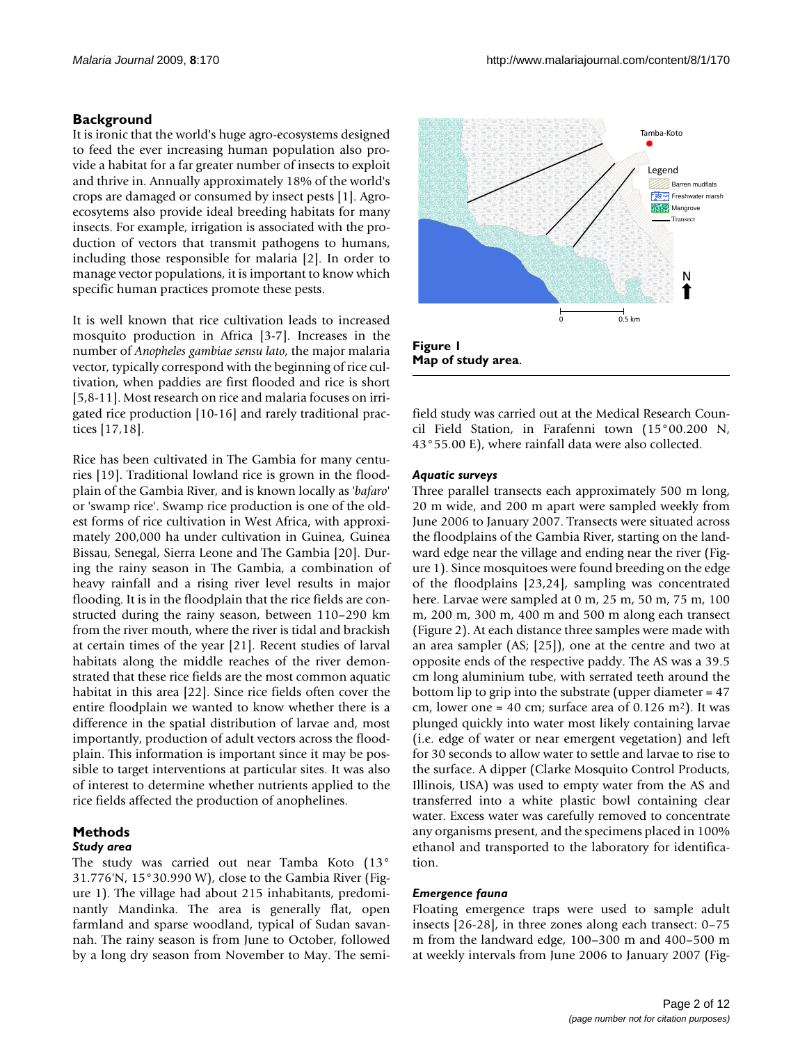## Background

It is ironic that the world's huge agro-ecosystems designed to feed the ever increasing human population also provide a habitat for a far greater number of insects to exploit and thrive in. Annually approximately 18% of the world's crops are damaged or consumed by insect pests [1]. Agro-ecosytems also provide ideal breeding habitats for many insects. For example, irrigation is associated with the production of vectors that transmit pathogens to humans, including those responsible for malaria [2]. In order to manage vector populations, it is important to know which specific human practices promote these pests.

It is well known that rice cultivation leads to increased mosquito production in Africa [3-7]. Increases in the number of *Anopheles gambiae sensu lato*, the major malaria vector, typically correspond with the beginning of rice cultivation, when paddies are first flooded and rice is short [5,8-11]. Most research on rice and malaria focuses on irrigated rice production [10-16] and rarely traditional practices [17,18].

Rice has been cultivated in The Gambia for many centuries [19]. Traditional lowland rice is grown in the floodplain of the Gambia River, and is known locally as '*bafaro*' or 'swamp rice'. Swamp rice production is one of the oldest forms of rice cultivation in West Africa, with approximately 200,000 ha under cultivation in Guinea, Guinea Bissau, Senegal, Sierra Leone and The Gambia [20]. During the rainy season in The Gambia, a combination of heavy rainfall and a rising river level results in major flooding. It is in the floodplain that the rice fields are constructed during the rainy season, between 110–290 km from the river mouth, where the river is tidal and brackish at certain times of the year [21]. Recent studies of larval habitats along the middle reaches of the river demonstrated that these rice fields are the most common aquatic habitat in this area [22]. Since rice fields often cover the entire floodplain we wanted to know whether there is a difference in the spatial distribution of larvae and, most importantly, production of adult vectors across the floodplain. This information is important since it may be possible to target interventions at particular sites. It was also of interest to determine whether nutrients applied to the rice fields affected the production of anophelines.

## Methods

### Study area

The study was carried out near Tamba Koto (13° 31.776'N, 15°30.990 W), close to the Gambia River (Figure 1). The village had about 215 inhabitants, predominantly Mandinka. The area is generally flat, open farmland and sparse woodland, typical of Sudan savannah. The rainy season is from June to October, followed by a long dry season from November to May. The semi-field study was carried out at the Medical Research Council Field Station, in Farafenni town (15°00.200 N, 43°55.00 E), where rainfall data were also collected.

**Figure 1**
**Map of study area**.

### Aquatic surveys

Three parallel transects each approximately 500 m long, 20 m wide, and 200 m apart were sampled weekly from June 2006 to January 2007. Transects were situated across the floodplains of the Gambia River, starting on the landward edge near the village and ending near the river (Figure 1). Since mosquitoes were found breeding on the edge of the floodplains [23,24], sampling was concentrated here. Larvae were sampled at 0 m, 25 m, 50 m, 75 m, 100 m, 200 m, 300 m, 400 m and 500 m along each transect (Figure 2). At each distance three samples were made with an area sampler (AS; [25]), one at the centre and two at opposite ends of the respective paddy. The AS was a 39.5 cm long aluminium tube, with serrated teeth around the bottom lip to grip into the substrate (upper diameter = 47 cm, lower one = 40 cm; surface area of 0.126 $m^2$). It was plunged quickly into water most likely containing larvae (i.e. edge of water or near emergent vegetation) and left for 30 seconds to allow water to settle and larvae to rise to the surface. A dipper (Clarke Mosquito Control Products, Illinois, USA) was used to empty water from the AS and transferred into a white plastic bowl containing clear water. Excess water was carefully removed to concentrate any organisms present, and the specimens placed in 100% ethanol and transported to the laboratory for identification.

### Emergence fauna

Floating emergence traps were used to sample adult insects [26-28], in three zones along each transect: 0–75 m from the landward edge, 100–300 m and 400–500 m at weekly intervals from June 2006 to January 2007 (Fig-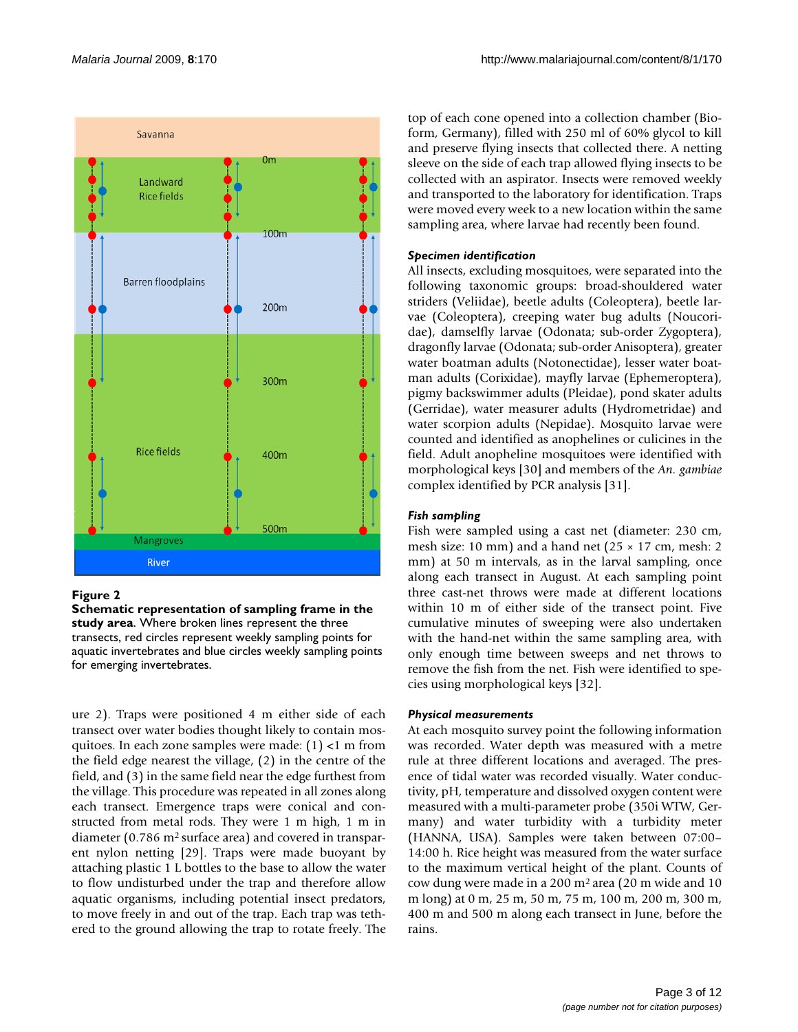**Figure 2**

**Schematic representation of sampling frame in the study area**. Where broken lines represent the three transects, red circles represent weekly sampling points for aquatic invertebrates and blue circles weekly sampling points for emerging invertebrates.

ure 2). Traps were positioned 4 m either side of each transect over water bodies thought likely to contain mosquitoes. In each zone samples were made: (1) <1 m from the field edge nearest the village, (2) in the centre of the field, and (3) in the same field near the edge furthest from the village. This procedure was repeated in all zones along each transect. Emergence traps were conical and constructed from metal rods. They were 1 m high, 1 m in diameter (0.786 $m^2$ surface area) and covered in transparent nylon netting [29]. Traps were made buoyant by attaching plastic 1 L bottles to the base to allow the water to flow undisturbed under the trap and therefore allow aquatic organisms, including potential insect predators, to move freely in and out of the trap. Each trap was tethered to the ground allowing the trap to rotate freely. The top of each cone opened into a collection chamber (Bioform, Germany), filled with 250 ml of 60% glycol to kill and preserve flying insects that collected there. A netting sleeve on the side of each trap allowed flying insects to be collected with an aspirator. Insects were removed weekly and transported to the laboratory for identification. Traps were moved every week to a new location within the same sampling area, where larvae had recently been found.

### *Specimen identification*

All insects, excluding mosquitoes, were separated into the following taxonomic groups: broad-shouldered water striders (Veliidae), beetle adults (Coleoptera), beetle larvae (Coleoptera), creeping water bug adults (Noucoridae), damselfly larvae (Odonata; sub-order Zygoptera), dragonfly larvae (Odonata; sub-order Anisoptera), greater water boatman adults (Notonectidae), lesser water boatman adults (Corixidae), mayfly larvae (Ephemeroptera), pigmy backswimmer adults (Pleidae), pond skater adults (Gerridae), water measurer adults (Hydrometridae) and water scorpion adults (Nepidae). Mosquito larvae were counted and identified as anophelines or culicines in the field. Adult anopheline mosquitoes were identified with morphological keys [30] and members of the *An. gambiae* complex identified by PCR analysis [31].

### *Fish sampling*

Fish were sampled using a cast net (diameter: 230 cm, mesh size: 10 mm) and a hand net (25 × 17 cm, mesh: 2 mm) at 50 m intervals, as in the larval sampling, once along each transect in August. At each sampling point three cast-net throws were made at different locations within 10 m of either side of the transect point. Five cumulative minutes of sweeping were also undertaken with the hand-net within the same sampling area, with only enough time between sweeps and net throws to remove the fish from the net. Fish were identified to species using morphological keys [32].

### *Physical measurements*

At each mosquito survey point the following information was recorded. Water depth was measured with a metre rule at three different locations and averaged. The presence of tidal water was recorded visually. Water conductivity, pH, temperature and dissolved oxygen content were measured with a multi-parameter probe (350i WTW, Germany) and water turbidity with a turbidity meter (HANNA, USA). Samples were taken between 07:00–14:00 h. Rice height was measured from the water surface to the maximum vertical height of the plant. Counts of cow dung were made in a 200 $m^2$ area (20 m wide and 10 m long) at 0 m, 25 m, 50 m, 75 m, 100 m, 200 m, 300 m, 400 m and 500 m along each transect in June, before the rains.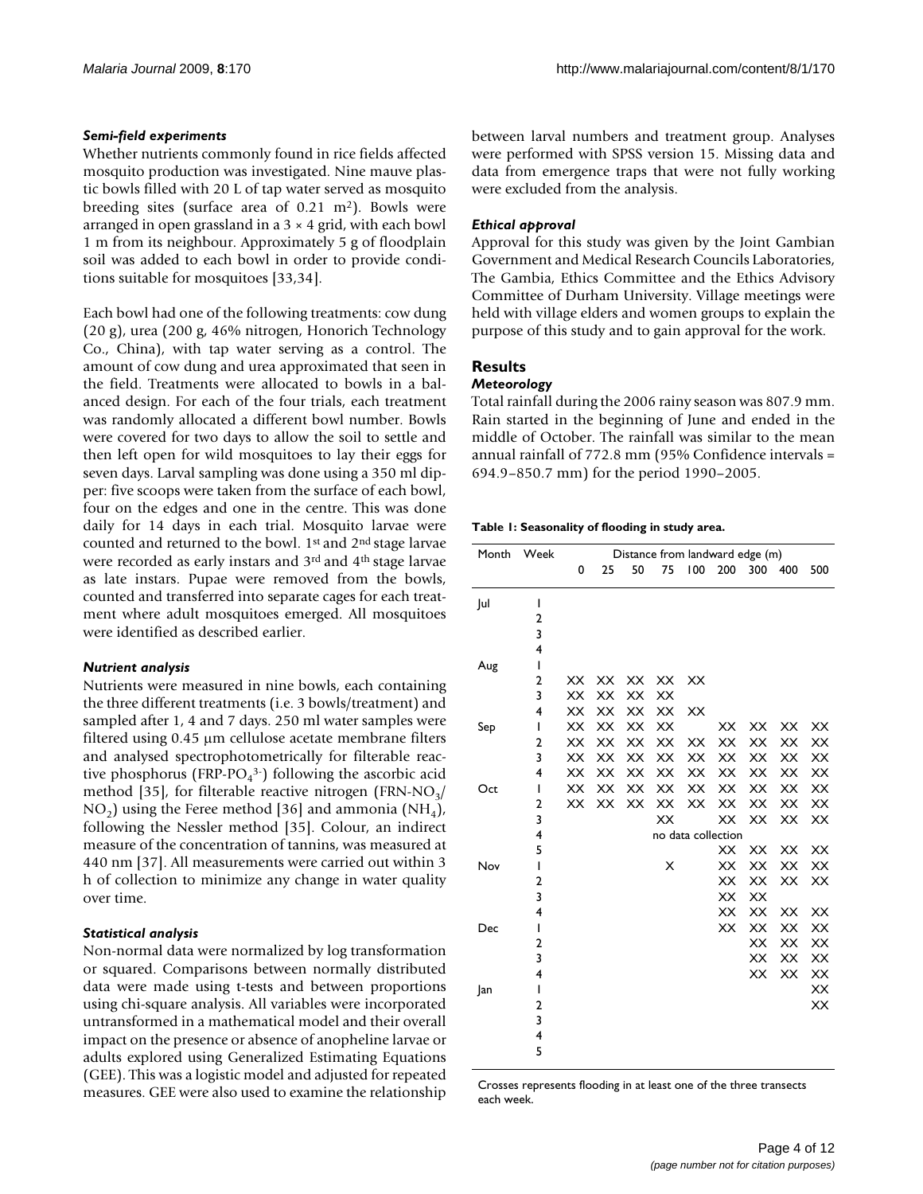### *Semi-field experiments*

Whether nutrients commonly found in rice fields affected mosquito production was investigated. Nine mauve plastic bowls filled with 20 L of tap water served as mosquito breeding sites (surface area of 0.21 $m^2$). Bowls were arranged in open grassland in a 3 × 4 grid, with each bowl 1 m from its neighbour. Approximately 5 g of floodplain soil was added to each bowl in order to provide conditions suitable for mosquitoes [33,34].

Each bowl had one of the following treatments: cow dung (20 g), urea (200 g, 46% nitrogen, Honorich Technology Co., China), with tap water serving as a control. The amount of cow dung and urea approximated that seen in the field. Treatments were allocated to bowls in a balanced design. For each of the four trials, each treatment was randomly allocated a different bowl number. Bowls were covered for two days to allow the soil to settle and then left open for wild mosquitoes to lay their eggs for seven days. Larval sampling was done using a 350 ml dipper: five scoops were taken from the surface of each bowl, four on the edges and one in the centre. This was done daily for 14 days in each trial. Mosquito larvae were counted and returned to the bowl. 1st and 2nd stage larvae were recorded as early instars and 3rd and 4th stage larvae as late instars. Pupae were removed from the bowls, counted and transferred into separate cages for each treatment where adult mosquitoes emerged. All mosquitoes were identified as described earlier.

### *Nutrient analysis*

Nutrients were measured in nine bowls, each containing the three different treatments (i.e. 3 bowls/treatment) and sampled after 1, 4 and 7 days. 250 ml water samples were filtered using 0.45 µm cellulose acetate membrane filters and analysed spectrophotometrically for filterable reactive phosphorus (FRP-$PO_4^{3-}$) following the ascorbic acid method [35], for filterable reactive nitrogen (FRN-$NO_3$/$NO_2$) using the Feree method [36] and ammonia ($NH_4$), following the Nessler method [35]. Colour, an indirect measure of the concentration of tannins, was measured at 440 nm [37]. All measurements were carried out within 3 h of collection to minimize any change in water quality over time.

### *Statistical analysis*

Non-normal data were normalized by log transformation or squared. Comparisons between normally distributed data were made using t-tests and between proportions using chi-square analysis. All variables were incorporated untransformed in a mathematical model and their overall impact on the presence or absence of anopheline larvae or adults explored using Generalized Estimating Equations (GEE). This was a logistic model and adjusted for repeated measures. GEE were also used to examine the relationship between larval numbers and treatment group. Analyses were performed with SPSS version 15. Missing data and data from emergence traps that were not fully working were excluded from the analysis.

### *Ethical approval*

Approval for this study was given by the Joint Gambian Government and Medical Research Councils Laboratories, The Gambia, Ethics Committee and the Ethics Advisory Committee of Durham University. Village meetings were held with village elders and women groups to explain the purpose of this study and to gain approval for the work.

## Results

### *Meteorology*

Total rainfall during the 2006 rainy season was 807.9 mm. Rain started in the beginning of June and ended in the middle of October. The rainfall was similar to the mean annual rainfall of 772.8 mm (95% Confidence intervals = 694.9–850.7 mm) for the period 1990–2005.

**Table 1: Seasonality of flooding in study area.**

| Month | Week | Distance from landward edge (m) | | | | | | | | |
|---|---|---|---|---|---|---|---|---|---|---|
| | | 0 | 25 | 50 | 75 | 100 | 200 | 300 | 400 | 500 |
| Jul | 1 | | | | | | | | | |
| | 2 | | | | | | | | | |
| | 3 | | | | | | | | | |
| | 4 | | | | | | | | | |
| Aug | 1 | | | | | | | | | |
| | 2 | XX | XX | XX | XX | XX | | | | |
| | 3 | XX | XX | XX | XX | | | | | |
| | 4 | XX | XX | XX | XX | XX | | | | |
| Sep | 1 | XX | XX | XX | XX | | XX | XX | XX | XX |
| | 2 | XX | XX | XX | XX | XX | XX | XX | XX | XX |
| | 3 | XX | XX | XX | XX | XX | XX | XX | XX | XX |
| | 4 | XX | XX | XX | XX | XX | XX | XX | XX | XX |
| Oct | 1 | XX | XX | XX | XX | XX | XX | XX | XX | XX |
| | 2 | XX | XX | XX | XX | XX | XX | XX | XX | XX |
| | 3 | | | | XX | | XX | XX | XX | XX |
| | 4 | no data collection | | | | | | | | |
| | 5 | | | | | | XX | XX | XX | XX |
| Nov | 1 | | | | X | | XX | XX | XX | XX |
| | 2 | | | | | | XX | XX | XX | XX |
| | 3 | | | | | | XX | XX | | |
| | 4 | | | | | | XX | XX | XX | XX |
| Dec | 1 | | | | | | XX | XX | XX | XX |
| | 2 | | | | | | | XX | XX | XX |
| | 3 | | | | | | | XX | XX | XX |
| | 4 | | | | | | | XX | XX | XX |
| Jan | 1 | | | | | | | | | XX |
| | 2 | | | | | | | | | XX |
| | 3 | | | | | | | | | |
| | 4 | | | | | | | | | |
| | 5 | | | | | | | | | |

Crosses represents flooding in at least one of the three transects each week.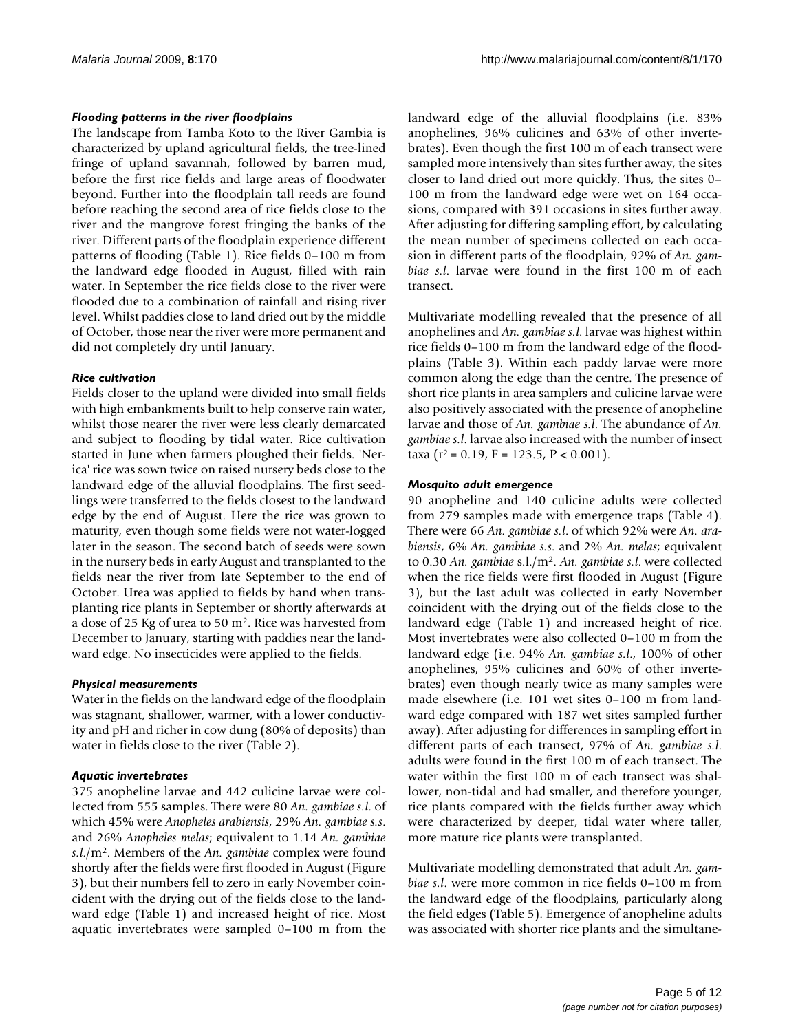### *Flooding patterns in the river floodplains*

The landscape from Tamba Koto to the River Gambia is characterized by upland agricultural fields, the tree-lined fringe of upland savannah, followed by barren mud, before the first rice fields and large areas of floodwater beyond. Further into the floodplain tall reeds are found before reaching the second area of rice fields close to the river and the mangrove forest fringing the banks of the river. Different parts of the floodplain experience different patterns of flooding (Table 1). Rice fields 0–100 m from the landward edge flooded in August, filled with rain water. In September the rice fields close to the river were flooded due to a combination of rainfall and rising river level. Whilst paddies close to land dried out by the middle of October, those near the river were more permanent and did not completely dry until January.

### *Rice cultivation*

Fields closer to the upland were divided into small fields with high embankments built to help conserve rain water, whilst those nearer the river were less clearly demarcated and subject to flooding by tidal water. Rice cultivation started in June when farmers ploughed their fields. 'Nerica' rice was sown twice on raised nursery beds close to the landward edge of the alluvial floodplains. The first seedlings were transferred to the fields closest to the landward edge by the end of August. Here the rice was grown to maturity, even though some fields were not water-logged later in the season. The second batch of seeds were sown in the nursery beds in early August and transplanted to the fields near the river from late September to the end of October. Urea was applied to fields by hand when transplanting rice plants in September or shortly afterwards at a dose of 25 Kg of urea to 50 $m^2$. Rice was harvested from December to January, starting with paddies near the landward edge. No insecticides were applied to the fields.

### *Physical measurements*

Water in the fields on the landward edge of the floodplain was stagnant, shallower, warmer, with a lower conductivity and pH and richer in cow dung (80% of deposits) than water in fields close to the river (Table 2).

### *Aquatic invertebrates*

375 anopheline larvae and 442 culicine larvae were collected from 555 samples. There were 80 *An. gambiae s.l.* of which 45% were *Anopheles arabiensis*, 29% *An. gambiae s.s.* and 26% *Anopheles melas*; equivalent to 1.14 *An. gambiae s.l.*/$m^2$. Members of the *An. gambiae* complex were found shortly after the fields were first flooded in August (Figure 3), but their numbers fell to zero in early November coincident with the drying out of the fields close to the landward edge (Table 1) and increased height of rice. Most aquatic invertebrates were sampled 0–100 m from the landward edge of the alluvial floodplains (i.e. 83% anophelines, 96% culicines and 63% of other invertebrates). Even though the first 100 m of each transect were sampled more intensively than sites further away, the sites closer to land dried out more quickly. Thus, the sites 0–100 m from the landward edge were wet on 164 occasions, compared with 391 occasions in sites further away. After adjusting for differing sampling effort, by calculating the mean number of specimens collected on each occasion in different parts of the floodplain, 92% of *An. gambiae s.l.* larvae were found in the first 100 m of each transect.

Multivariate modelling revealed that the presence of all anophelines and *An. gambiae s.l.* larvae was highest within rice fields 0–100 m from the landward edge of the floodplains (Table 3). Within each paddy larvae were more common along the edge than the centre. The presence of short rice plants in area samplers and culicine larvae were also positively associated with the presence of anopheline larvae and those of *An. gambiae s.l.* The abundance of *An. gambiae s.l.* larvae also increased with the number of insect taxa ($r^2 = 0.19$, $F = 123.5$, $P < 0.001$).

### *Mosquito adult emergence*

90 anopheline and 140 culicine adults were collected from 279 samples made with emergence traps (Table 4). There were 66 *An. gambiae s.l.* of which 92% were *An. arabiensis*, 6% *An. gambiae s.s.* and 2% *An. melas*; equivalent to 0.30 *An. gambiae* s.l./$m^2$. *An. gambiae s.l.* were collected when the rice fields were first flooded in August (Figure 3), but the last adult was collected in early November coincident with the drying out of the fields close to the landward edge (Table 1) and increased height of rice. Most invertebrates were also collected 0–100 m from the landward edge (i.e. 94% *An. gambiae s.l.*, 100% of other anophelines, 95% culicines and 60% of other invertebrates) even though nearly twice as many samples were made elsewhere (i.e. 101 wet sites 0–100 m from landward edge compared with 187 wet sites sampled further away). After adjusting for differences in sampling effort in different parts of each transect, 97% of *An. gambiae s.l.* adults were found in the first 100 m of each transect. The water within the first 100 m of each transect was shallower, non-tidal and had smaller, and therefore younger, rice plants compared with the fields further away which were characterized by deeper, tidal water where taller, more mature rice plants were transplanted.

Multivariate modelling demonstrated that adult *An. gambiae s.l.* were more common in rice fields 0–100 m from the landward edge of the floodplains, particularly along the field edges (Table 5). Emergence of anopheline adults was associated with shorter rice plants and the simultane-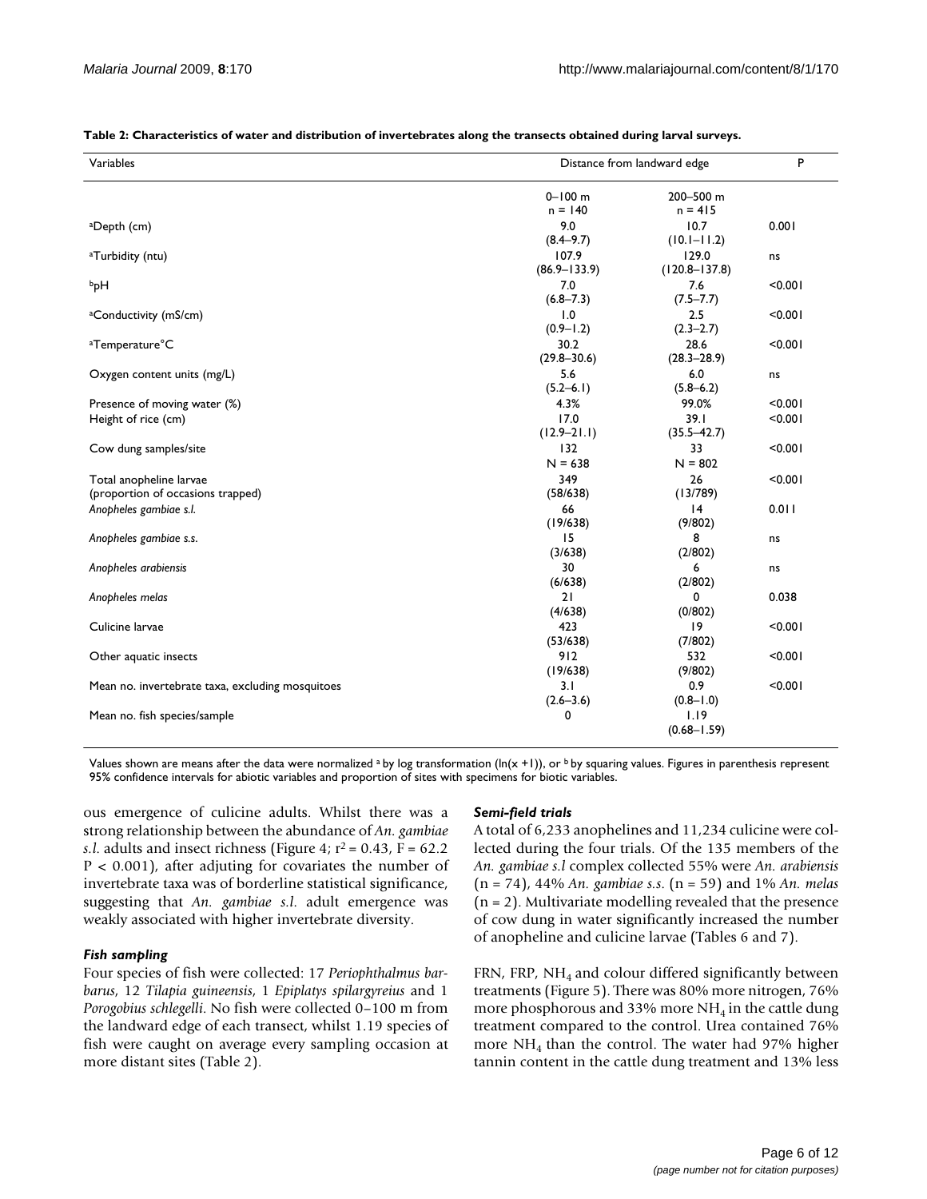**Table 2: Characteristics of water and distribution of invertebrates along the transects obtained during larval surveys.**

| Variables | Distance from landward edge | | P |
|---|---|---|---|
| | 0–100 m n = 140 | 200–500 m n = 415 | |
| [a]Depth (cm) | 9.0 (8.4–9.7) | 10.7 (10.1–11.2) | 0.001 |
| [a]Turbidity (ntu) | 107.9 (86.9–133.9) | 129.0 (120.8–137.8) | ns |
| [b]pH | 7.0 (6.8–7.3) | 7.6 (7.5–7.7) | <0.001 |
| [a]Conductivity (mS/cm) | 1.0 (0.9–1.2) | 2.5 (2.3–2.7) | <0.001 |
| [a]Temperature°C | 30.2 (29.8–30.6) | 28.6 (28.3–28.9) | <0.001 |
| Oxygen content units (mg/L) | 5.6 (5.2–6.1) | 6.0 (5.8–6.2) | ns |
| Presence of moving water (%) | 4.3% | 99.0% | <0.001 |
| Height of rice (cm) | 17.0 (12.9–21.1) | 39.1 (35.5–42.7) | <0.001 |
| Cow dung samples/site | 132 N = 638 | 33 N = 802 | <0.001 |
| Total anopheline larvae (proportion of occasions trapped) | 349 (58/638) | 26 (13/789) | <0.001 |
| *Anopheles gambiae s.l.* | 66 (19/638) | 14 (9/802) | 0.011 |
| *Anopheles gambiae s.s.* | 15 (3/638) | 8 (2/802) | ns |
| *Anopheles arabiensis* | 30 (6/638) | 6 (2/802) | ns |
| *Anopheles melas* | 21 (4/638) | 0 (0/802) | 0.038 |
| Culicine larvae | 423 (53/638) | 19 (7/802) | <0.001 |
| Other aquatic insects | 912 (19/638) | 532 (9/802) | <0.001 |
| Mean no. invertebrate taxa, excluding mosquitoes | 3.1 (2.6–3.6) | 0.9 (0.8–1.0) | <0.001 |
| Mean no. fish species/sample | 0 | 1.19 (0.68–1.59) | |

Values shown are means after the data were normalized [a] by log transformation (ln(x +1)), or [b] by squaring values. Figures in parenthesis represent 95% confidence intervals for abiotic variables and proportion of sites with specimens for biotic variables.

ous emergence of culicine adults. Whilst there was a strong relationship between the abundance of *An. gambiae s.l.* adults and insect richness (Figure 4; $r^2 = 0.43$, $F = 62.2$ $P < 0.001$), after adjuting for covariates the number of invertebrate taxa was of borderline statistical significance, suggesting that *An. gambiae s.l.* adult emergence was weakly associated with higher invertebrate diversity.

### *Fish sampling*

Four species of fish were collected: 17 *Periophthalmus barbarus*, 12 *Tilapia guineensis*, 1 *Epiplatys spilargyreius* and 1 *Porogobius schlegelli*. No fish were collected 0–100 m from the landward edge of each transect, whilst 1.19 species of fish were caught on average every sampling occasion at more distant sites (Table 2).

### *Semi-field trials*

A total of 6,233 anophelines and 11,234 culicine were collected during the four trials. Of the 135 members of the *An. gambiae s.l* complex collected 55% were *An. arabiensis* (n = 74), 44% *An. gambiae s.s.* (n = 59) and 1% *An. melas* (n = 2). Multivariate modelling revealed that the presence of cow dung in water significantly increased the number of anopheline and culicine larvae (Tables 6 and 7).

FRN, FRP, $NH_4$ and colour differed significantly between treatments (Figure 5). There was 80% more nitrogen, 76% more phosphorous and 33% more $NH_4$ in the cattle dung treatment compared to the control. Urea contained 76% more $NH_4$ than the control. The water had 97% higher tannin content in the cattle dung treatment and 13% less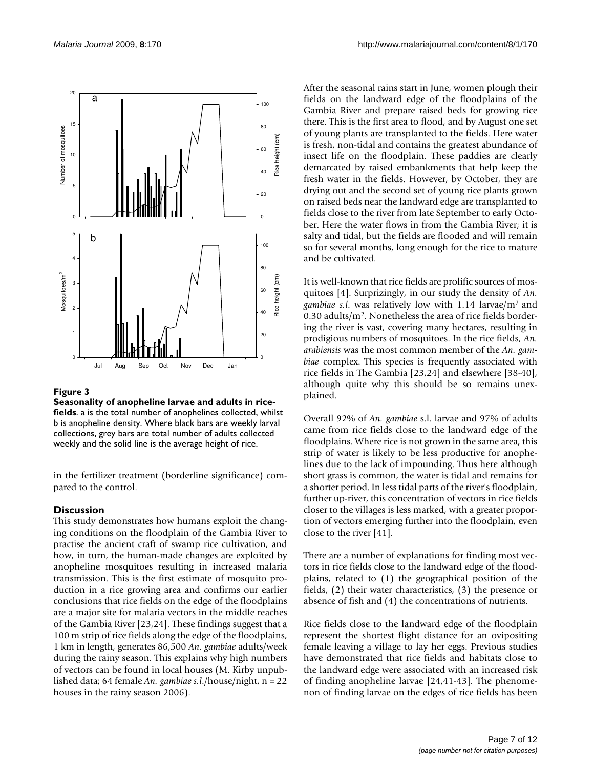a

Number of mosquitoes

Rice height (cm)

20
15
10
5
0

100
80
60
40
20
0

b

Mosquitoes/m$^2$

Rice height (cm)

5
4
3
2
1
0

100
80
60
40
20
0

Jul Aug Sep Oct Nov Dec Jan

**Figure 3**

**Seasonality of anopheline larvae and adults in rice-fields**. a is the total number of anophelines collected, whilst b is anopheline density. Where black bars are weekly larval collections, grey bars are total number of adults collected weekly and the solid line is the average height of rice.

in the fertilizer treatment (borderline significance) compared to the control.

## Discussion

This study demonstrates how humans exploit the changing conditions on the floodplain of the Gambia River to practise the ancient craft of swamp rice cultivation, and how, in turn, the human-made changes are exploited by anopheline mosquitoes resulting in increased malaria transmission. This is the first estimate of mosquito production in a rice growing area and confirms our earlier conclusions that rice fields on the edge of the floodplains are a major site for malaria vectors in the middle reaches of the Gambia River [23,24]. These findings suggest that a 100 m strip of rice fields along the edge of the floodplains, 1 km in length, generates 86,500 *An. gambiae* adults/week during the rainy season. This explains why high numbers of vectors can be found in local houses (M. Kirby unpublished data; 64 female *An. gambiae s.l.*/house/night, n = 22 houses in the rainy season 2006).

After the seasonal rains start in June, women plough their fields on the landward edge of the floodplains of the Gambia River and prepare raised beds for growing rice there. This is the first area to flood, and by August one set of young plants are transplanted to the fields. Here water is fresh, non-tidal and contains the greatest abundance of insect life on the floodplain. These paddies are clearly demarcated by raised embankments that help keep the fresh water in the fields. However, by October, they are drying out and the second set of young rice plants grown on raised beds near the landward edge are transplanted to fields close to the river from late September to early October. Here the water flows in from the Gambia River; it is salty and tidal, but the fields are flooded and will remain so for several months, long enough for the rice to mature and be cultivated.

It is well-known that rice fields are prolific sources of mosquitoes [4]. Surprizingly, in our study the density of *An. gambiae s.l.* was relatively low with 1.14 larvae/m$^2$ and 0.30 adults/m$^2$. Nonetheless the area of rice fields bordering the river is vast, covering many hectares, resulting in prodigious numbers of mosquitoes. In the rice fields, *An. arabiensis* was the most common member of the *An. gambiae* complex. This species is frequently associated with rice fields in The Gambia [23,24] and elsewhere [38-40], although quite why this should be so remains unexplained.

Overall 92% of *An. gambiae* s.l. larvae and 97% of adults came from rice fields close to the landward edge of the floodplains. Where rice is not grown in the same area, this strip of water is likely to be less productive for anophelines due to the lack of impounding. Thus here although short grass is common, the water is tidal and remains for a shorter period. In less tidal parts of the river's floodplain, further up-river, this concentration of vectors in rice fields closer to the villages is less marked, with a greater proportion of vectors emerging further into the floodplain, even close to the river [41].

There are a number of explanations for finding most vectors in rice fields close to the landward edge of the floodplains, related to (1) the geographical position of the fields, (2) their water characteristics, (3) the presence or absence of fish and (4) the concentrations of nutrients.

Rice fields close to the landward edge of the floodplain represent the shortest flight distance for an ovipositing female leaving a village to lay her eggs. Previous studies have demonstrated that rice fields and habitats close to the landward edge were associated with an increased risk of finding anopheline larvae [24,41-43]. The phenomenon of finding larvae on the edges of rice fields has been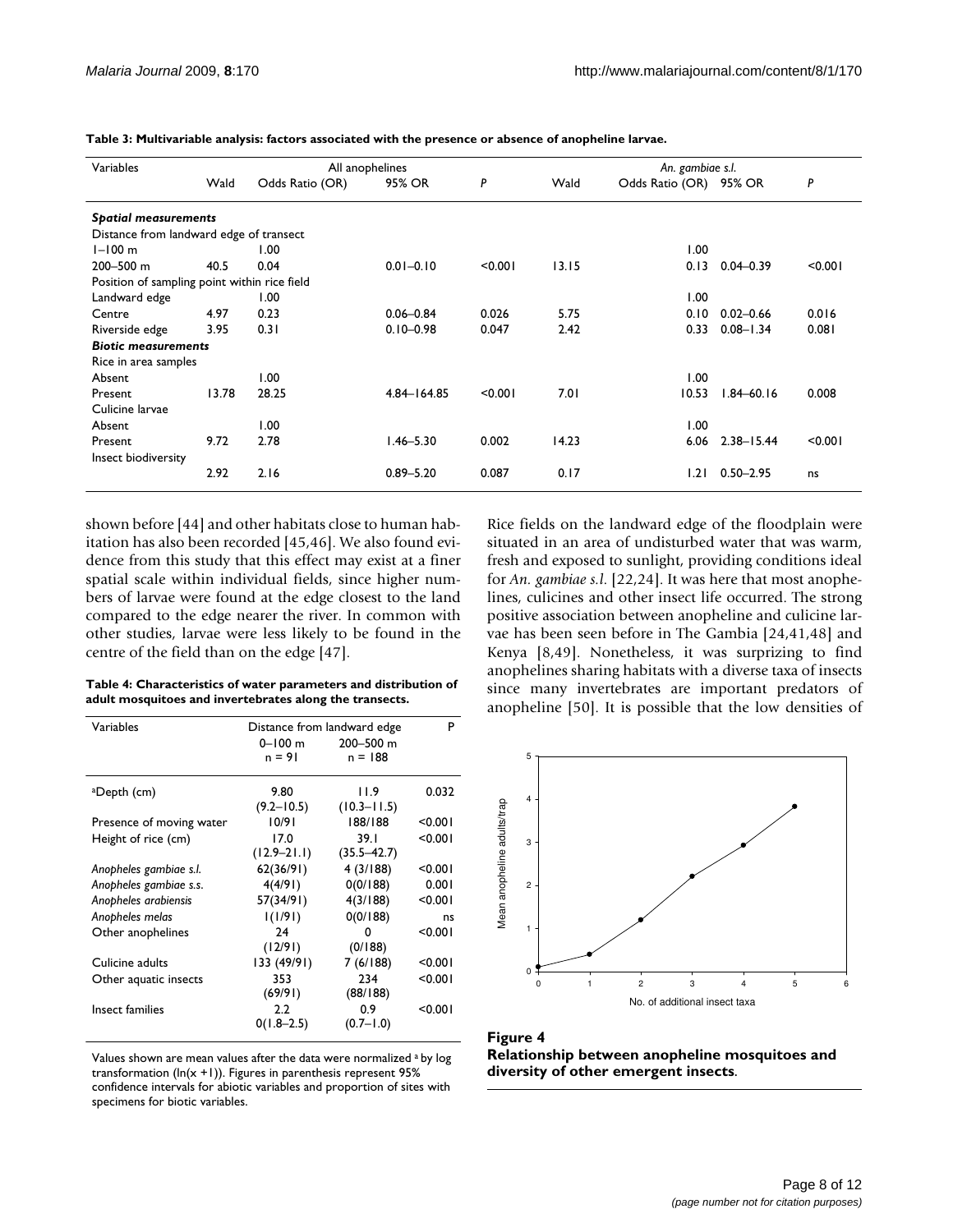**Table 3: Multivariable analysis: factors associated with the presence or absence of anopheline larvae.**

| Variables | All anophelines | | | | *An. gambiae s.l.* | | | |
|---|---|---|---|---|---|---|---|---|
| | Wald | Odds Ratio (OR) | 95% OR | *P* | Wald | Odds Ratio (OR) | 95% OR | *P* |
| ***Spatial measurements*** | | | | | | | | |
| Distance from landward edge of transect | | | | | | | | |
| 1–100 m | | 1.00 | | | | 1.00 | | |
| 200–500 m | 40.5 | 0.04 | 0.01–0.10 | <0.001 | 13.15 | 0.13 | 0.04–0.39 | <0.001 |
| Position of sampling point within rice field | | | | | | | | |
| Landward edge | | 1.00 | | | | 1.00 | | |
| Centre | 4.97 | 0.23 | 0.06–0.84 | 0.026 | 5.75 | 0.10 | 0.02–0.66 | 0.016 |
| Riverside edge | 3.95 | 0.31 | 0.10–0.98 | 0.047 | 2.42 | 0.33 | 0.08–1.34 | 0.081 |
| ***Biotic measurements*** | | | | | | | | |
| Rice in area samples | | | | | | | | |
| Absent | | 1.00 | | | | 1.00 | | |
| Present | 13.78 | 28.25 | 4.84–164.85 | <0.001 | 7.01 | 10.53 | 1.84–60.16 | 0.008 |
| Culicine larvae | | | | | | | | |
| Absent | | 1.00 | | | | 1.00 | | |
| Present | 9.72 | 2.78 | 1.46–5.30 | 0.002 | 14.23 | 6.06 | 2.38–15.44 | <0.001 |
| Insect biodiversity | | | | | | | | |
| | 2.92 | 2.16 | 0.89–5.20 | 0.087 | 0.17 | 1.21 | 0.50–2.95 | ns |

shown before [44] and other habitats close to human habitation has also been recorded [45,46]. We also found evidence from this study that this effect may exist at a finer spatial scale within individual fields, since higher numbers of larvae were found at the edge closest to the land compared to the edge nearer the river. In common with other studies, larvae were less likely to be found in the centre of the field than on the edge [47].

**Table 4: Characteristics of water parameters and distribution of adult mosquitoes and invertebrates along the transects.**

| Variables | Distance from landward edge | | P |
|---|---|---|---|
| | 0–100 m n = 91 | 200–500 m n = 188 | |
| [a]Depth (cm) | 9.80 (9.2–10.5) | 11.9 (10.3–11.5) | 0.032 |
| Presence of moving water | 10/91 | 188/188 | <0.001 |
| Height of rice (cm) | 17.0 (12.9–21.1) | 39.1 (35.5–42.7) | <0.001 |
| *Anopheles gambiae s.l.* | 62(36/91) | 4 (3/188) | <0.001 |
| *Anopheles gambiae s.s.* | 4(4/91) | 0(0/188) | 0.001 |
| *Anopheles arabiensis* | 57(34/91) | 4(3/188) | <0.001 |
| *Anopheles melas* | 1(1/91) | 0(0/188) | ns |
| Other anophelines | 24 (12/91) | 0 (0/188) | <0.001 |
| Culicine adults | 133 (49/91) | 7 (6/188) | <0.001 |
| Other aquatic insects | 353 (69/91) | 234 (88/188) | <0.001 |
| Insect families | 2.2 0(1.8–2.5) | 0.9 (0.7–1.0) | <0.001 |

Values shown are mean values after the data were normalized [a] by log transformation (ln(x +1)). Figures in parenthesis represent 95% confidence intervals for abiotic variables and proportion of sites with specimens for biotic variables.

Rice fields on the landward edge of the floodplain were situated in an area of undisturbed water that was warm, fresh and exposed to sunlight, providing conditions ideal for *An. gambiae s.l.* [22,24]. It was here that most anophelines, culicines and other insect life occurred. The strong positive association between anopheline and culicine larvae has been seen before in The Gambia [24,41,48] and Kenya [8,49]. Nonetheless, it was surprizing to find anophelines sharing habitats with a diverse taxa of insects since many invertebrates are important predators of anopheline [50]. It is possible that the low densities of

**Figure 4**
**Relationship between anopheline mosquitoes and diversity of other emergent insects**.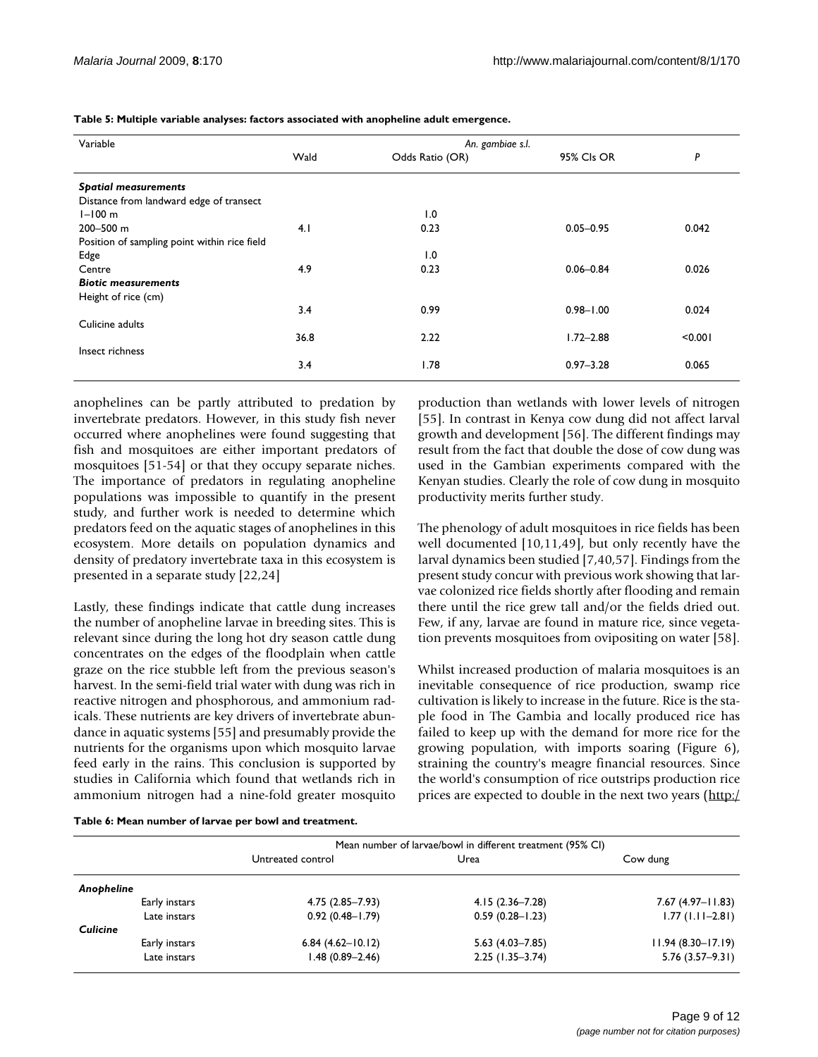**Table 5: Multiple variable analyses: factors associated with anopheline adult emergence.**

| Variable | *An. gambiae s.l.* | | | |
|---|---|---|---|---|
| | Wald | Odds Ratio (OR) | 95% CIs OR | *P* |
| ***Spatial measurements*** | | | | |
| Distance from landward edge of transect | | | | |
| 1–100 m | | 1.0 | | |
| 200–500 m | 4.1 | 0.23 | 0.05–0.95 | 0.042 |
| Position of sampling point within rice field | | | | |
| Edge | | 1.0 | | |
| Centre | 4.9 | 0.23 | 0.06–0.84 | 0.026 |
| ***Biotic measurements*** | | | | |
| Height of rice (cm) | | | | |
| | 3.4 | 0.99 | 0.98–1.00 | 0.024 |
| Culicine adults | | | | |
| | 36.8 | 2.22 | 1.72–2.88 | <0.001 |
| Insect richness | | | | |
| | 3.4 | 1.78 | 0.97–3.28 | 0.065 |

anophelines can be partly attributed to predation by invertebrate predators. However, in this study fish never occurred where anophelines were found suggesting that fish and mosquitoes are either important predators of mosquitoes [51-54] or that they occupy separate niches. The importance of predators in regulating anopheline populations was impossible to quantify in the present study, and further work is needed to determine which predators feed on the aquatic stages of anophelines in this ecosystem. More details on population dynamics and density of predatory invertebrate taxa in this ecosystem is presented in a separate study [22,24]

Lastly, these findings indicate that cattle dung increases the number of anopheline larvae in breeding sites. This is relevant since during the long hot dry season cattle dung concentrates on the edges of the floodplain when cattle graze on the rice stubble left from the previous season's harvest. In the semi-field trial water with dung was rich in reactive nitrogen and phosphorous, and ammonium radicals. These nutrients are key drivers of invertebrate abundance in aquatic systems [55] and presumably provide the nutrients for the organisms upon which mosquito larvae feed early in the rains. This conclusion is supported by studies in California which found that wetlands rich in ammonium nitrogen had a nine-fold greater mosquito production than wetlands with lower levels of nitrogen [55]. In contrast in Kenya cow dung did not affect larval growth and development [56]. The different findings may result from the fact that double the dose of cow dung was used in the Gambian experiments compared with the Kenyan studies. Clearly the role of cow dung in mosquito productivity merits further study.

The phenology of adult mosquitoes in rice fields has been well documented [10,11,49], but only recently have the larval dynamics been studied [7,40,57]. Findings from the present study concur with previous work showing that larvae colonized rice fields shortly after flooding and remain there until the rice grew tall and/or the fields dried out. Few, if any, larvae are found in mature rice, since vegetation prevents mosquitoes from ovipositing on water [58].

Whilst increased production of malaria mosquitoes is an inevitable consequence of rice production, swamp rice cultivation is likely to increase in the future. Rice is the staple food in The Gambia and locally produced rice has failed to keep up with the demand for more rice for the growing population, with imports soaring (Figure 6), straining the country's meagre financial resources. Since the world's consumption of rice outstrips production rice prices are expected to double in the next two years (http:/

**Table 6: Mean number of larvae per bowl and treatment.**

| | | Mean number of larvae/bowl in different treatment (95% CI) | | |
|---|---|---|---|---|
| | | Untreated control | Urea | Cow dung |
| ***Anopheline*** | | | | |
| | Early instars | 4.75 (2.85–7.93) | 4.15 (2.36–7.28) | 7.67 (4.97–11.83) |
| | Late instars | 0.92 (0.48–1.79) | 0.59 (0.28–1.23) | 1.77 (1.11–2.81) |
| ***Culicine*** | | | | |
| | Early instars | 6.84 (4.62–10.12) | 5.63 (4.03–7.85) | 11.94 (8.30–17.19) |
| | Late instars | 1.48 (0.89–2.46) | 2.25 (1.35–3.74) | 5.76 (3.57–9.31) |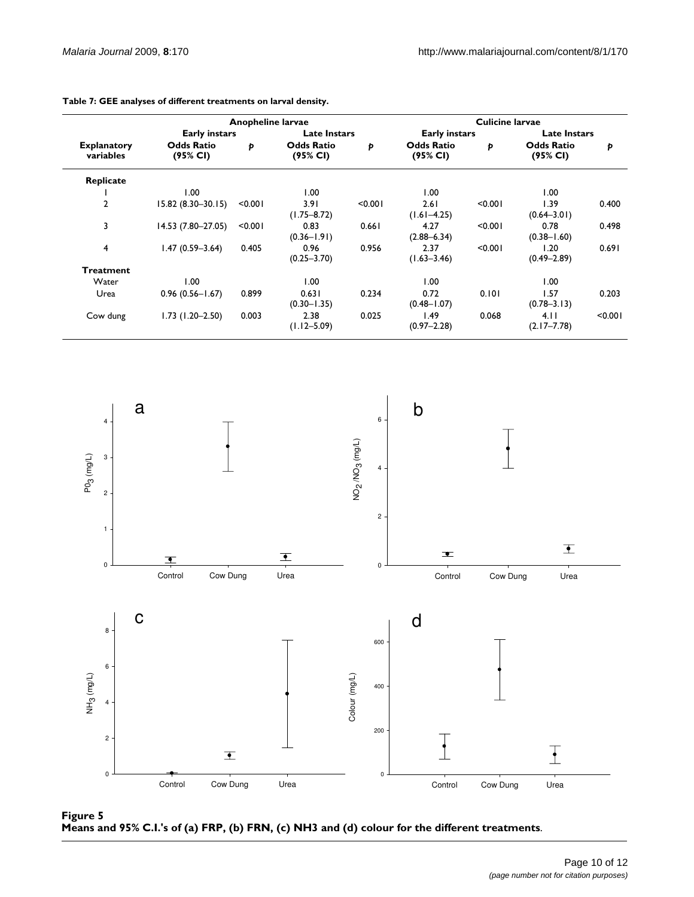**Table 7: GEE analyses of different treatments on larval density.**

| | Anopheline larvae | | | | Culicine larvae | | | |
|---|---|---|---|---|---|---|---|---|
| | Early instars | | Late Instars | | Early instars | | Late Instars | |
| Explanatory variables | Odds Ratio (95% CI) | p | Odds Ratio (95% CI) | p | Odds Ratio (95% CI) | p | Odds Ratio (95% CI) | p |
| **Replicate** | | | | | | | | |
| 1 | 1.00 | | 1.00 | | 1.00 | | 1.00 | |
| 2 | 15.82 (8.30–30.15) | <0.001 | 3.91 (1.75–8.72) | <0.001 | 2.61 (1.61–4.25) | <0.001 | 1.39 (0.64–3.01) | 0.400 |
| 3 | 14.53 (7.80–27.05) | <0.001 | 0.83 (0.36–1.91) | 0.661 | 4.27 (2.88–6.34) | <0.001 | 0.78 (0.38–1.60) | 0.498 |
| 4 | 1.47 (0.59–3.64) | 0.405 | 0.96 (0.25–3.70) | 0.956 | 2.37 (1.63–3.46) | <0.001 | 1.20 (0.49–2.89) | 0.691 |
| **Treatment** | | | | | | | | |
| Water | 1.00 | | 1.00 | | 1.00 | | 1.00 | |
| Urea | 0.96 (0.56–1.67) | 0.899 | 0.631 (0.30–1.35) | 0.234 | 0.72 (0.48–1.07) | 0.101 | 1.57 (0.78–3.13) | 0.203 |
| Cow dung | 1.73 (1.20–2.50) | 0.003 | 2.38 (1.12–5.09) | 0.025 | 1.49 (0.97–2.28) | 0.068 | 4.11 (2.17–7.78) | <0.001 |

**Figure 5**
**Means and 95% C.I.'s of (a) FRP, (b) FRN, (c) NH3 and (d) colour for the different treatments**.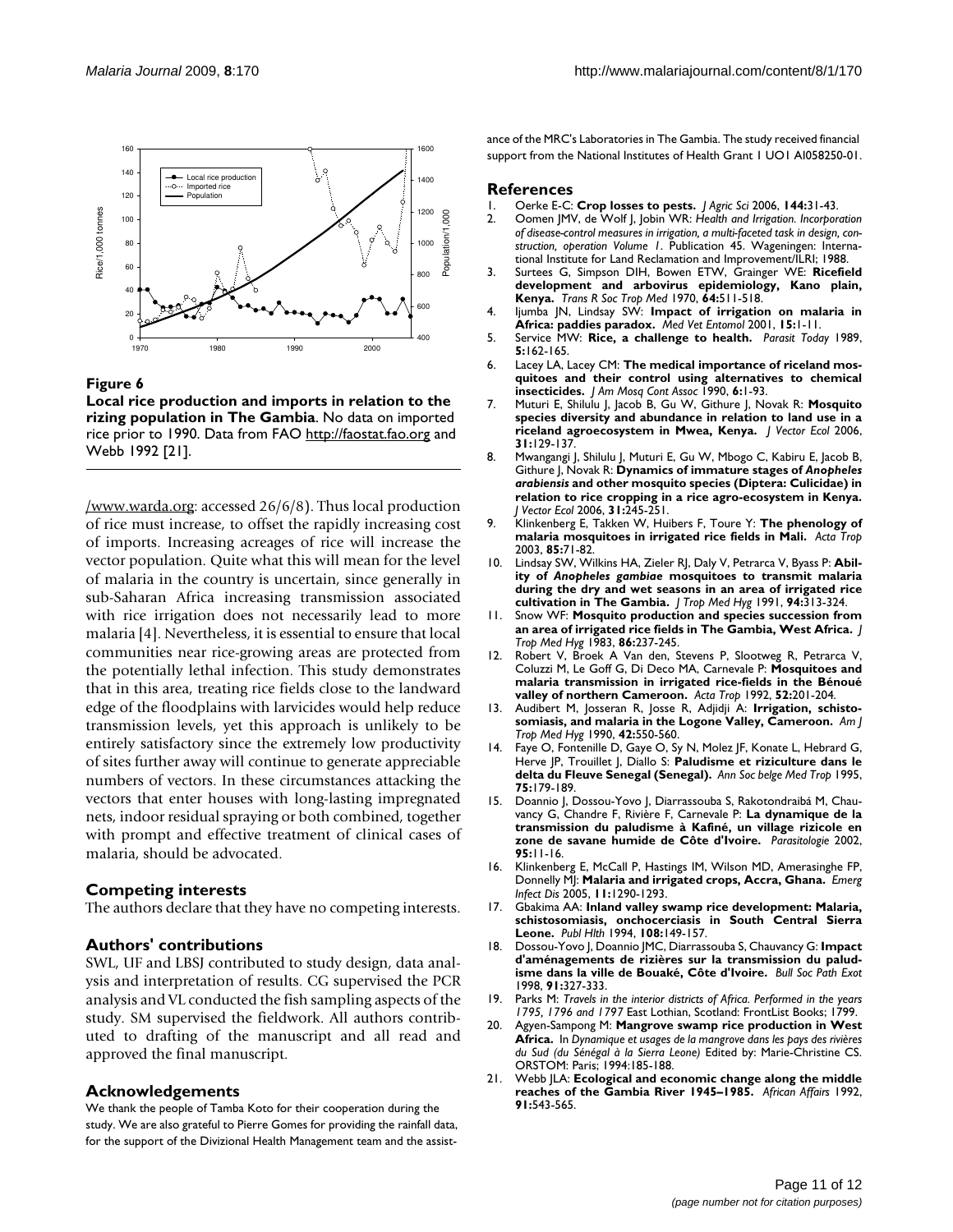**Figure 6**

**Local rice production and imports in relation to the rizing population in The Gambia**. No data on imported rice prior to 1990. Data from FAO http://faostat.fao.org and Webb 1992 [21].

/www.warda.org: accessed 26/6/8). Thus local production of rice must increase, to offset the rapidly increasing cost of imports. Increasing acreages of rice will increase the vector population. Quite what this will mean for the level of malaria in the country is uncertain, since generally in sub-Saharan Africa increasing transmission associated with rice irrigation does not necessarily lead to more malaria [4]. Nevertheless, it is essential to ensure that local communities near rice-growing areas are protected from the potentially lethal infection. This study demonstrates that in this area, treating rice fields close to the landward edge of the floodplains with larvicides would help reduce transmission levels, yet this approach is unlikely to be entirely satisfactory since the extremely low productivity of sites further away will continue to generate appreciable numbers of vectors. In these circumstances attacking the vectors that enter houses with long-lasting impregnated nets, indoor residual spraying or both combined, together with prompt and effective treatment of clinical cases of malaria, should be advocated.

## Competing interests

The authors declare that they have no competing interests.

## Authors' contributions

SWL, UF and LBSJ contributed to study design, data analysis and interpretation of results. CG supervised the PCR analysis and VL conducted the fish sampling aspects of the study. SM supervised the fieldwork. All authors contributed to drafting of the manuscript and all read and approved the final manuscript.

## Acknowledgements

We thank the people of Tamba Koto for their cooperation during the study. We are also grateful to Pierre Gomes for providing the rainfall data, for the support of the Divizional Health Management team and the assistance of the MRC's Laboratories in The Gambia. The study received financial support from the National Institutes of Health Grant 1 UO1 AI058250-01.

## References

1. Oerke E-C: **Crop losses to pests.** *J Agric Sci* 2006, **144:**31-43.
2. Oomen JMV, de Wolf J, Jobin WR: *Health and Irrigation. Incorporation of disease-control measures in irrigation, a multi-faceted task in design, construction, operation Volume 1*. Publication 45. Wageningen: International Institute for Land Reclamation and Improvement/ILRI; 1988.
3. Surtees G, Simpson DIH, Bowen ETW, Grainger WE: **Ricefield development and arbovirus epidemiology, Kano plain, Kenya.** *Trans R Soc Trop Med* 1970, **64:**511-518.
4. Ijumba JN, Lindsay SW: **Impact of irrigation on malaria in Africa: paddies paradox.** *Med Vet Entomol* 2001, **15:**1-11.
5. Service MW: **Rice, a challenge to health.** *Parasit Today* 1989, **5:**162-165.
6. Lacey LA, Lacey CM: **The medical importance of riceland mosquitoes and their control using alternatives to chemical insecticides.** *J Am Mosq Cont Assoc* 1990, **6:**1-93.
7. Muturi E, Shilulu J, Jacob B, Gu W, Githure J, Novak R: **Mosquito species diversity and abundance in relation to land use in a riceland agroecosystem in Mwea, Kenya.** *J Vector Ecol* 2006, **31:**129-137.
8. Mwangangi J, Shilulu J, Muturi E, Gu W, Mbogo C, Kabiru E, Jacob B, Githure J, Novak R: **Dynamics of immature stages of *Anopheles arabiensis* and other mosquito species (Diptera: Culicidae) in relation to rice cropping in a rice agro-ecosystem in Kenya.** *J Vector Ecol* 2006, **31:**245-251.
9. Klinkenberg E, Takken W, Huibers F, Toure Y: **The phenology of malaria mosquitoes in irrigated rice fields in Mali.** *Acta Trop* 2003, **85:**71-82.
10. Lindsay SW, Wilkins HA, Zieler RJ, Daly V, Petrarca V, Byass P: **Ability of *Anopheles gambiae* mosquitoes to transmit malaria during the dry and wet seasons in an area of irrigated rice cultivation in The Gambia.** *J Trop Med Hyg* 1991, **94:**313-324.
11. Snow WF: **Mosquito production and species succession from an area of irrigated rice fields in The Gambia, West Africa.** *J Trop Med Hyg* 1983, **86:**237-245.
12. Robert V, Broek A Van den, Stevens P, Slootweg R, Petrarca V, Coluzzi M, Le Goff G, Di Deco MA, Carnevale P: **Mosquitoes and malaria transmission in irrigated rice-fields in the Bénoué valley of northern Cameroon.** *Acta Trop* 1992, **52:**201-204.
13. Audibert M, Josseran R, Josse R, Adjidji A: **Irrigation, schistosomiasis, and malaria in the Logone Valley, Cameroon.** *Am J Trop Med Hyg* 1990, **42:**550-560.
14. Faye O, Fontenille D, Gaye O, Sy N, Molez JF, Konate L, Hebrard G, Herve JP, Trouillet J, Diallo S: **Paludisme et riziculture dans le delta du Fleuve Senegal (Senegal).** *Ann Soc belge Med Trop* 1995, **75:**179-189.
15. Doannio J, Dossou-Yovo J, Diarrassouba S, Rakotondraibá M, Chauvancy G, Chandre F, Rivière F, Carnevale P: **La dynamique de la transmission du paludisme à Kafiné, un village rizicole en zone de savane humide de Côte d'Ivoire.** *Parasitologie* 2002, **95:**11-16.
16. Klinkenberg E, McCall P, Hastings IM, Wilson MD, Amerasinghe FP, Donnelly MJ: **Malaria and irrigated crops, Accra, Ghana.** *Emerg Infect Dis* 2005, **11:**1290-1293.
17. Gbakima AA: **Inland valley swamp rice development: Malaria, schistosomiasis, onchocerciasis in South Central Sierra Leone.** *Publ Hlth* 1994, **108:**149-157.
18. Dossou-Yovo J, Doannio JMC, Diarrassouba S, Chauvancy G: **Impact d'aménagements de rizières sur la transmission du paludisme dans la ville de Bouaké, Côte d'Ivoire.** *Bull Soc Path Exot* 1998, **91:**327-333.
19. Parks M: *Travels in the interior districts of Africa. Performed in the years 1795, 1796 and 1797* East Lothian, Scotland: FrontList Books; 1799.
20. Agyen-Sampong M: **Mangrove swamp rice production in West Africa.** In *Dynamique et usages de la mangrove dans les pays des rivières du Sud (du Sénégal à la Sierra Leone)* Edited by: Marie-Christine CS. ORSTOM: Paris; 1994:185-188.
21. Webb JLA: **Ecological and economic change along the middle reaches of the Gambia River 1945–1985.** *African Affairs* 1992, **91:**543-565.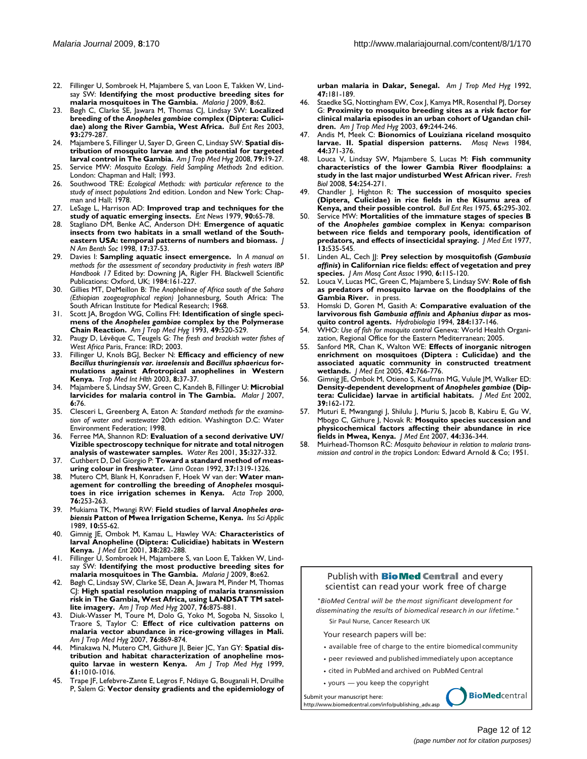22. Fillinger U, Sombroek H, Majambere S, van Loon E, Takken W, Lindsay SW: **Identifying the most productive breeding sites for malaria mosquitoes in The Gambia.** *Malaria J* 2009, **8:**62.
23. Bøgh C, Clarke SE, Jawara M, Thomas CJ, Lindsay SW: **Localized breeding of the *Anopheles gambiae* complex (Diptera: Culicidae) along the River Gambia, West Africa.** *Bull Ent Res* 2003, **93:**279-287.
24. Majambere S, Fillinger U, Sayer D, Green C, Lindsay SW: **Spatial distribution of mosquito larvae and the potential for targeted larval control in The Gambia.** *Am J Trop Med Hyg* 2008, **79:**19-27.
25. Service MW: *Mosquito Ecology. Field Sampling Methods* 2nd edition. London: Chapman and Hall; 1993.
26. Southwood TRE: *Ecological Methods: with particular reference to the study of insect populations* 2nd edition. London and New York: Chapman and Hall; 1978.
27. LeSage L, Harrison AD: **Improved trap and techniques for the study of aquatic emerging insects.** *Ent News* 1979, **90:**65-78.
28. Stagliano DM, Benke AC, Anderson DH: **Emergence of aquatic insects from two habitats in a small wetland of the Southeastern USA: temporal patterns of numbers and biomass.** *J N Am Benth Soc* 1998, **17:**37-53.
29. Davies I: **Sampling aquatic insect emergence.** In *A manual on methods for the assessment of secondary productivity in fresh waters IBP Handbook 17* Edited by: Downing JA, Rigler FH. Blackwell Scientific Publications: Oxford, UK; 1984:161-227.
30. Gillies MT, DeMeillon B: *The Anophelinae of Africa south of the Sahara (Ethiopian zoogeographical region)* Johannesburg, South Africa: The South African Institute for Medical Research; 1968.
31. Scott JA, Brogdon WG, Collins FH: **Identification of single specimens of the *Anopheles gambiae* complex by the Polymerase Chain Reaction.** *Am J Trop Med Hyg* 1993, **49:**520-529.
32. Paugy D, Lévêque C, Teugels G: *The fresh and brackish water fishes of West Africa* Paris, France: IRD; 2003.
33. Fillinger U, Knols BGJ, Becker N: **Efficacy and efficiency of new *Bacillus thuringiensis var. israelensis* and *Bacillus sphaericus* formulations against Afrotropical anophelines in Western Kenya.** *Trop Med Int Hlth* 2003, **8:**37-37.
34. Majambere S, Lindsay SW, Green C, Kandeh B, Fillinger U: **Microbial larvicides for malaria control in The Gambia.** *Malar J* 2007, **6:**76.
35. Clesceri L, Greenberg A, Eaton A: *Standard methods for the examination of water and wastewater* 20th edition. Washington D.C: Water Environment Federation; 1998.
36. Ferree MA, Shannon RD: **Evaluation of a second derivative UV/Vizible spectroscopy technique for nitrate and total nitrogen analysis of wastewater samples.** *Water Res* 2001, **35:**327-332.
37. Cuthbert D, Del Giorgio P: **Toward a standard method of measuring colour in freshwater.** *Limn Ocean* 1992, **37:**1319-1326.
38. Mutero CM, Blank H, Konradsen F, Hoek W van der: **Water management for controlling the breeding of *Anopheles* mosquitoes in rice irrigation schemes in Kenya.** *Acta Trop* 2000, **76:**253-263.
39. Mukiama TK, Mwangi RW: **Field studies of larval *Anopheles arabiensis* Patton of Mwea Irrigation Scheme, Kenya.** *Ins Sci Applic* 1989, **10:**55-62.
40. Gimnig JE, Ombok M, Kamau L, Hawley WA: **Characteristics of larval Anopheline (Diptera: Culicidae) habitats in Western Kenya.** *J Med Ent* 2001, **38:**282-288.
41. Fillinger U, Sombroek H, Majambere S, van Loon E, Takken W, Lindsay SW: **Identifying the most productive breeding sites for malaria mosquitoes in The Gambia.** *Malaria J* 2009, **8:**e62.
42. Bøgh C, Lindsay SW, Clarke SE, Dean A, Jawara M, Pinder M, Thomas CJ: **High spatial resolution mapping of malaria transmission risk in The Gambia, West Africa, using LANDSAT TM satellite imagery.** *Am J Trop Med Hyg* 2007, **76:**875-881.
43. Diuk-Wasser M, Toure M, Dolo G, Yoko M, Sogoba N, Sissoko I, Traore S, Taylor C: **Effect of rice cultivation patterns on malaria vector abundance in rice-growing villages in Mali.** *Am J Trop Med Hyg* 2007, **76:**869-874.
44. Minakawa N, Mutero CM, Githure JI, Beier JC, Yan GY: **Spatial distribution and habitat characterization of anopheline mosquito larvae in western Kenya.** *Am J Trop Med Hyg* 1999, **61:**1010-1016.
45. Trape JF, Lefebvre-Zante E, Legros F, Ndiaye G, Bouganali H, Druilhe P, Salem G: **Vector density gradients and the epidemiology of urban malaria in Dakar, Senegal.** *Am J Trop Med Hyg* 1992, **47:**181-189.
46. Staedke SG, Nottingham EW, Cox J, Kamya MR, Rosenthal PJ, Dorsey G: **Proximity to mosquito breeding sites as a risk factor for clinical malaria episodes in an urban cohort of Ugandan children.** *Am J Trop Med Hyg* 2003, **69:**244-246.
47. Andis M, Meek C: **Bionomics of Louiziana riceland mosquito larvae. II. Spatial dispersion patterns.** *Mosq News* 1984, **44:**371-376.
48. Louca V, Lindsay SW, Majambere S, Lucas M: **Fish community characteristics of the lower Gambia River floodplains: a study in the last major undisturbed West African river.** *Fresh Biol* 2008, **54:**254-271.
49. Chandler J, Highton R: **The succession of mosquito species (Diptera, Culicidae) in rice fields in the Kisumu area of Kenya, and their possible control.** *Bull Ent Res* 1975, **65:**295-302.
50. Service MW: **Mortalities of the immature stages of species B of the *Anopheles gambiae* complex in Kenya: comparison between rice fields and temporary pools, identification of predators, and effects of insecticidal spraying.** *J Med Ent* 1977, **13:**535-545.
51. Linden AL, Cech JJ: **Prey selection by mosquitofish (*Gambusia affinis*) in Californian rice fields: effect of vegetation and prey species.** *J Am Mosq Cont Assoc* 1990, **6:**115-120.
52. Louca V, Lucas MC, Green C, Majambere S, Lindsay SW: **Role of fish as predators of mosquito larvae on the floodplains of the Gambia River.** in press.
53. Homski D, Goren M, Gasith A: **Comparative evaluation of the larvivorous fish *Gambusia affinis* and *Aphanius dispar* as mosquito control agents.** *Hydrobiologia* 1994, **284:**137-146.
54. WHO: *Use of fish for mosquito control* Geneva: World Health Organization, Regional Office for the Eastern Mediterranean; 2005.
55. Sanford MR, Chan K, Walton WE: **Effects of inorganic nitrogen enrichment on mosquitoes (Diptera : Culicidae) and the associated aquatic community in constructed treatment wetlands.** *J Med Ent* 2005, **42:**766-776.
56. Gimnig JE, Ombok M, Otieno S, Kaufman MG, Vulule JM, Walker ED: **Density-dependent development of *Anopheles gambiae* (Diptera: Culicidae) larvae in artificial habitats.** *J Med Ent* 2002, **39:**162-172.
57. Muturi E, Mwangangi J, Shililu J, Muriu S, Jacob B, Kabiru E, Gu W, Mbogo C, Githure J, Novak R: **Mosquito species succession and physicochemical factors affecting their abundance in rice fields in Mwea, Kenya.** *J Med Ent* 2007, **44:**336-344.
58. Muirhead-Thomson RC: *Mosquito behaviour in relation to malaria transmission and control in the tropics* London: Edward Arnold & Co; 1951.

Publish with **BioMed Central** and every scientist can read your work free of charge

*"BioMed Central will be the most significant development for disseminating the results of biomedical research in our lifetime."*

Sir Paul Nurse, Cancer Research UK

Your research papers will be:

- available free of charge to the entire biomedical community
- peer reviewed and published immediately upon acceptance
- cited in PubMed and archived on PubMed Central
- yours — you keep the copyright

Submit your manuscript here:
http://www.biomedcentral.com/info/publishing_adv.asp

BioMedcentral